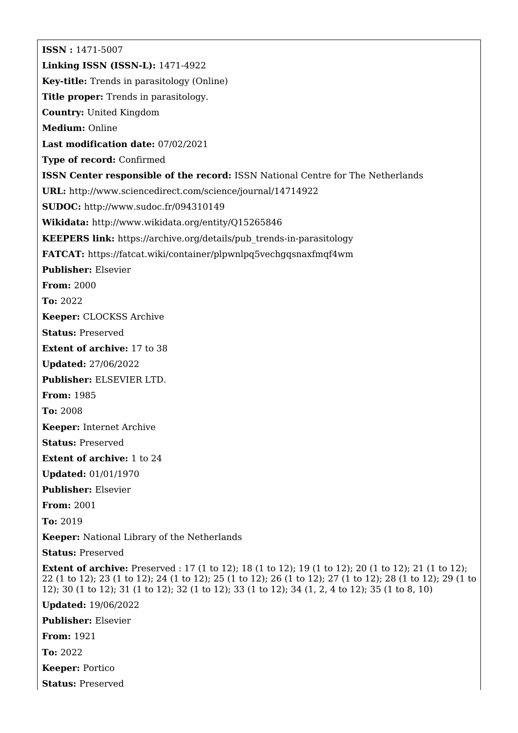**ISSN :** 1471-5007

**Linking ISSN (ISSN-L):** 1471-4922

**Key-title:** Trends in parasitology (Online)

**Title proper:** Trends in parasitology.

**Country:** United Kingdom

**Medium:** Online

**Last modification date:** 07/02/2021

**Type of record:** Confirmed

**ISSN Center responsible of the record:** ISSN National Centre for The Netherlands

**URL:** http://www.sciencedirect.com/science/journal/14714922

**SUDOC:** http://www.sudoc.fr/094310149

**Wikidata:** http://www.wikidata.org/entity/Q15265846

**KEEPERS link:** https://archive.org/details/pub_trends-in-parasitology

**FATCAT:** https://fatcat.wiki/container/plpwnlpq5vechgqsnaxfmqf4wm

**Publisher:** Elsevier

**From:** 2000

**To:** 2022

**Keeper:** CLOCKSS Archive

**Status:** Preserved

**Extent of archive:** 17 to 38

**Updated:** 27/06/2022

**Publisher:** ELSEVIER LTD.

**From:** 1985

**To:** 2008

**Keeper:** Internet Archive

**Status:** Preserved

**Extent of archive:** 1 to 24

**Updated:** 01/01/1970

**Publisher:** Elsevier

**From:** 2001

**To:** 2019

**Keeper:** National Library of the Netherlands

**Status:** Preserved

**Extent of archive:** Preserved : 17 (1 to 12); 18 (1 to 12); 19 (1 to 12); 20 (1 to 12); 21 (1 to 12); 22 (1 to 12); 23 (1 to 12); 24 (1 to 12); 25 (1 to 12); 26 (1 to 12); 27 (1 to 12); 28 (1 to 12); 29 (1 to 12); 30 (1 to 12); 31 (1 to 12); 32 (1 to 12); 33 (1 to 12); 34 (1, 2, 4 to 12); 35 (1 to 8, 10)

**Updated:** 19/06/2022

**Publisher:** Elsevier

**From:** 1921

**To:** 2022

**Keeper:** Portico

**Status:** Preserved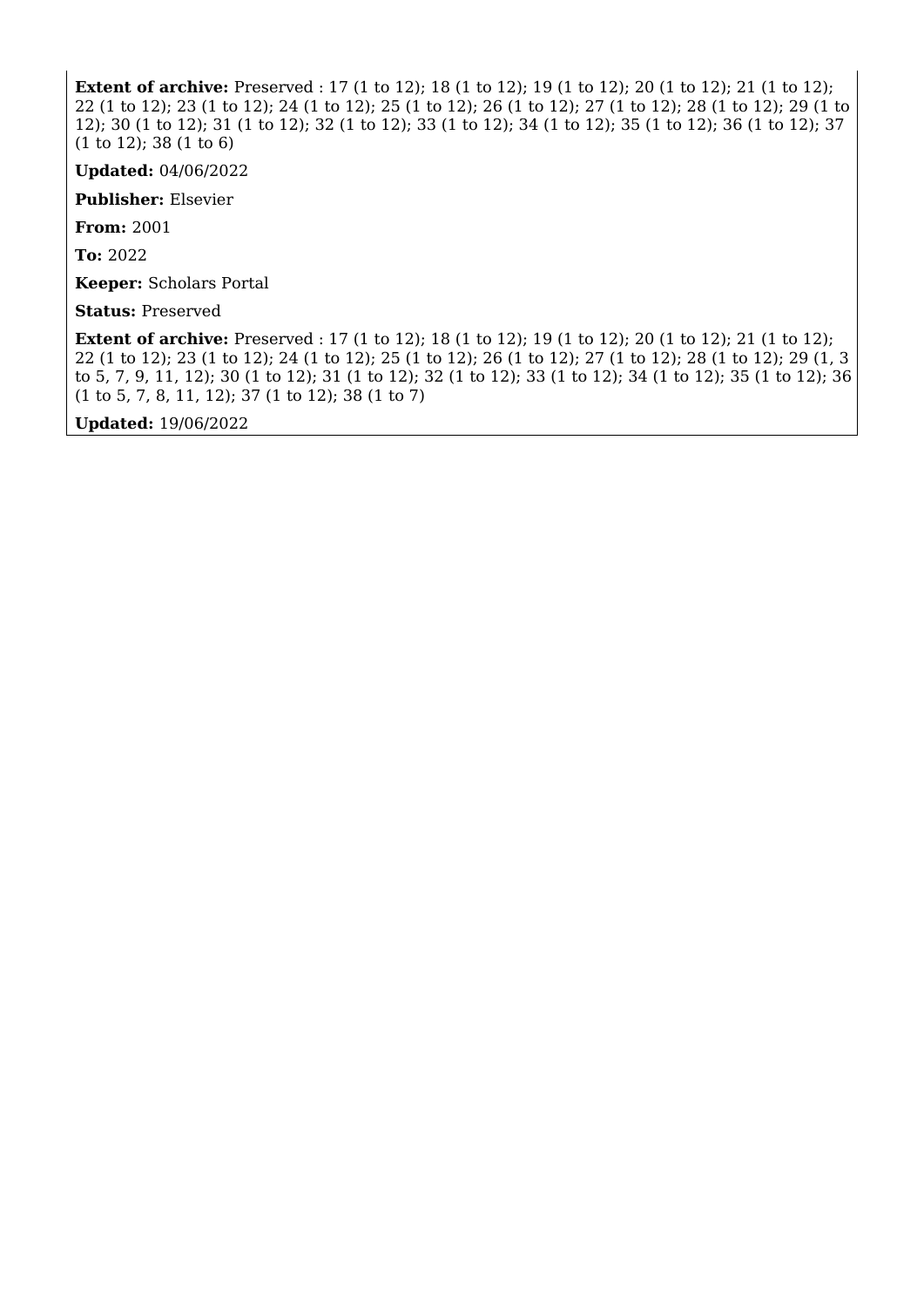**Extent of archive:** Preserved : 17 (1 to 12); 18 (1 to 12); 19 (1 to 12); 20 (1 to 12); 21 (1 to 12); 22 (1 to 12); 23 (1 to 12); 24 (1 to 12); 25 (1 to 12); 26 (1 to 12); 27 (1 to 12); 28 (1 to 12); 29 (1 to 12); 30 (1 to 12); 31 (1 to 12); 32 (1 to 12); 33 (1 to 12); 34 (1 to 12); 35 (1 to 12); 36 (1 to 12); 37 (1 to 12); 38 (1 to 6)

**Updated:** 04/06/2022

**Publisher:** Elsevier

**From:** 2001

**To:** 2022

**Keeper:** Scholars Portal

**Status:** Preserved

**Extent of archive:** Preserved : 17 (1 to 12); 18 (1 to 12); 19 (1 to 12); 20 (1 to 12); 21 (1 to 12); 22 (1 to 12); 23 (1 to 12); 24 (1 to 12); 25 (1 to 12); 26 (1 to 12); 27 (1 to 12); 28 (1 to 12); 29 (1, 3 to 5, 7, 9, 11, 12); 30 (1 to 12); 31 (1 to 12); 32 (1 to 12); 33 (1 to 12); 34 (1 to 12); 35 (1 to 12); 36 (1 to 5, 7, 8, 11, 12); 37 (1 to 12); 38 (1 to 7)

**Updated:** 19/06/2022